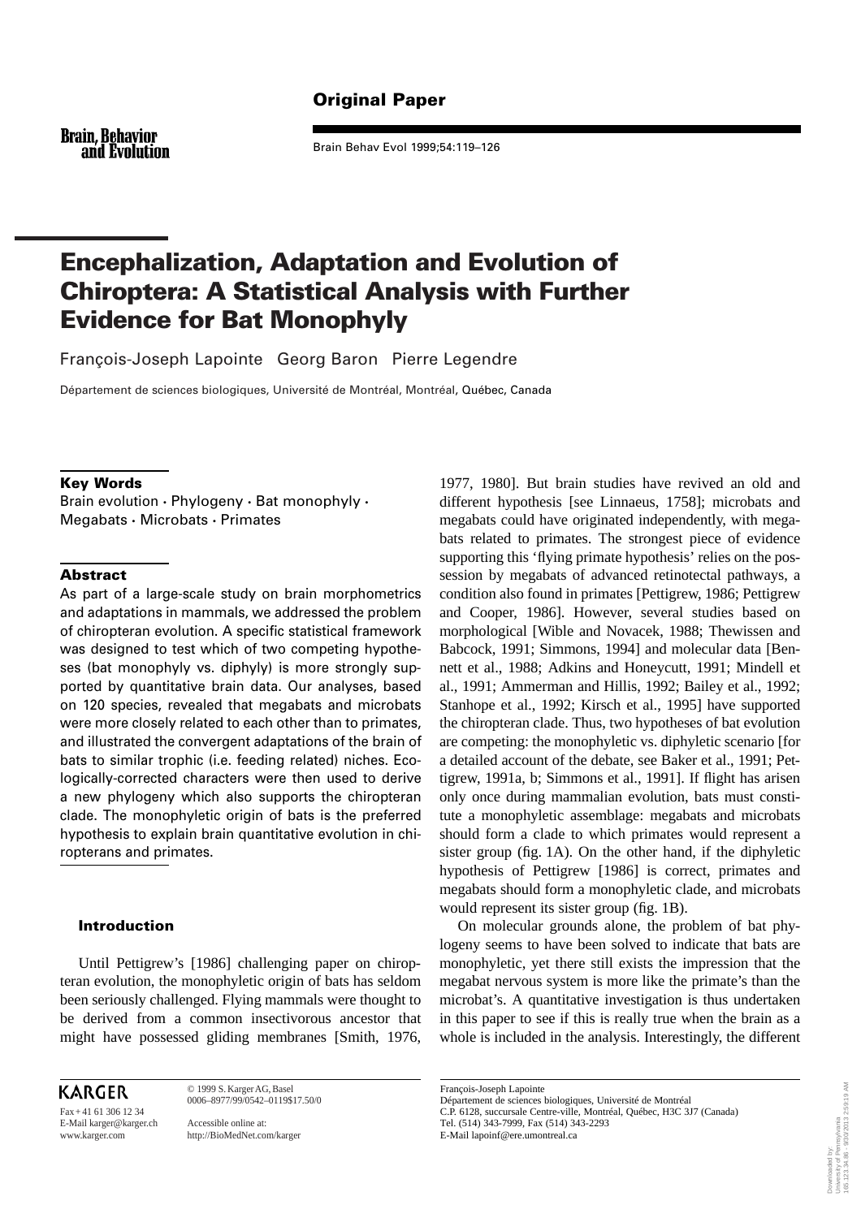Original Paper

# Encephalization, Adaptation and Evolution of Chiroptera: A Statistical Analysis with Further Evidence for Bat Monophyly

François-Joseph Lapointe   Georg Baron   Pierre Legendre

Département de sciences biologiques, Université de Montréal, Montréal, Québec, Canada

## Key Words

Brain evolution · Phylogeny · Bat monophyly · Megabats · Microbats · Primates

## Abstract

As part of a large-scale study on brain morphometrics and adaptations in mammals, we addressed the problem of chiropteran evolution. A specific statistical framework was designed to test which of two competing hypotheses (bat monophyly vs. diphyly) is more strongly supported by quantitative brain data. Our analyses, based on 120 species, revealed that megabats and microbats were more closely related to each other than to primates, and illustrated the convergent adaptations of the brain of bats to similar trophic (i.e. feeding related) niches. Ecologically-corrected characters were then used to derive a new phylogeny which also supports the chiropteran clade. The monophyletic origin of bats is the preferred hypothesis to explain brain quantitative evolution in chiropterans and primates.

## Introduction

Until Pettigrew's [1986] challenging paper on chiropteran evolution, the monophyletic origin of bats has seldom been seriously challenged. Flying mammals were thought to be derived from a common insectivorous ancestor that might have possessed gliding membranes [Smith, 1976, 1977, 1980]. But brain studies have revived an old and different hypothesis [see Linnaeus, 1758]; microbats and megabats could have originated independently, with megabats related to primates. The strongest piece of evidence supporting this 'flying primate hypothesis' relies on the possession by megabats of advanced retinotectal pathways, a condition also found in primates [Pettigrew, 1986; Pettigrew and Cooper, 1986]. However, several studies based on morphological [Wible and Novacek, 1988; Thewissen and Babcock, 1991; Simmons, 1994] and molecular data [Bennett et al., 1988; Adkins and Honeycutt, 1991; Mindell et al., 1991; Ammerman and Hillis, 1992; Bailey et al., 1992; Stanhope et al., 1992; Kirsch et al., 1995] have supported the chiropteran clade. Thus, two hypotheses of bat evolution are competing: the monophyletic vs. diphyletic scenario [for a detailed account of the debate, see Baker et al., 1991; Pettigrew, 1991a, b; Simmons et al., 1991]. If flight has arisen only once during mammalian evolution, bats must constitute a monophyletic assemblage: megabats and microbats should form a clade to which primates would represent a sister group (fig. 1A). On the other hand, if the diphyletic hypothesis of Pettigrew [1986] is correct, primates and megabats should form a monophyletic clade, and microbats would represent its sister group (fig. 1B).

On molecular grounds alone, the problem of bat phylogeny seems to have been solved to indicate that bats are monophyletic, yet there still exists the impression that the megabat nervous system is more like the primate's than the microbat's. A quantitative investigation is thus undertaken in this paper to see if this is really true when the brain as a whole is included in the analysis. Interestingly, the different

KARGER

Fax + 41 61 306 12 34
E-Mail karger@karger.ch
www.karger.com

© 1999 S. Karger AG, Basel
0006–8977/99/0542–0119$17.50/0

Accessible online at:
http://BioMedNet.com/karger

François-Joseph Lapointe
Département de sciences biologiques, Université de Montréal
C.P. 6128, succursale Centre-ville, Montréal, Québec, H3C 3J7 (Canada)
Tel. (514) 343-7999, Fax (514) 343-2293
E-Mail lapoinf@ere.umontreal.ca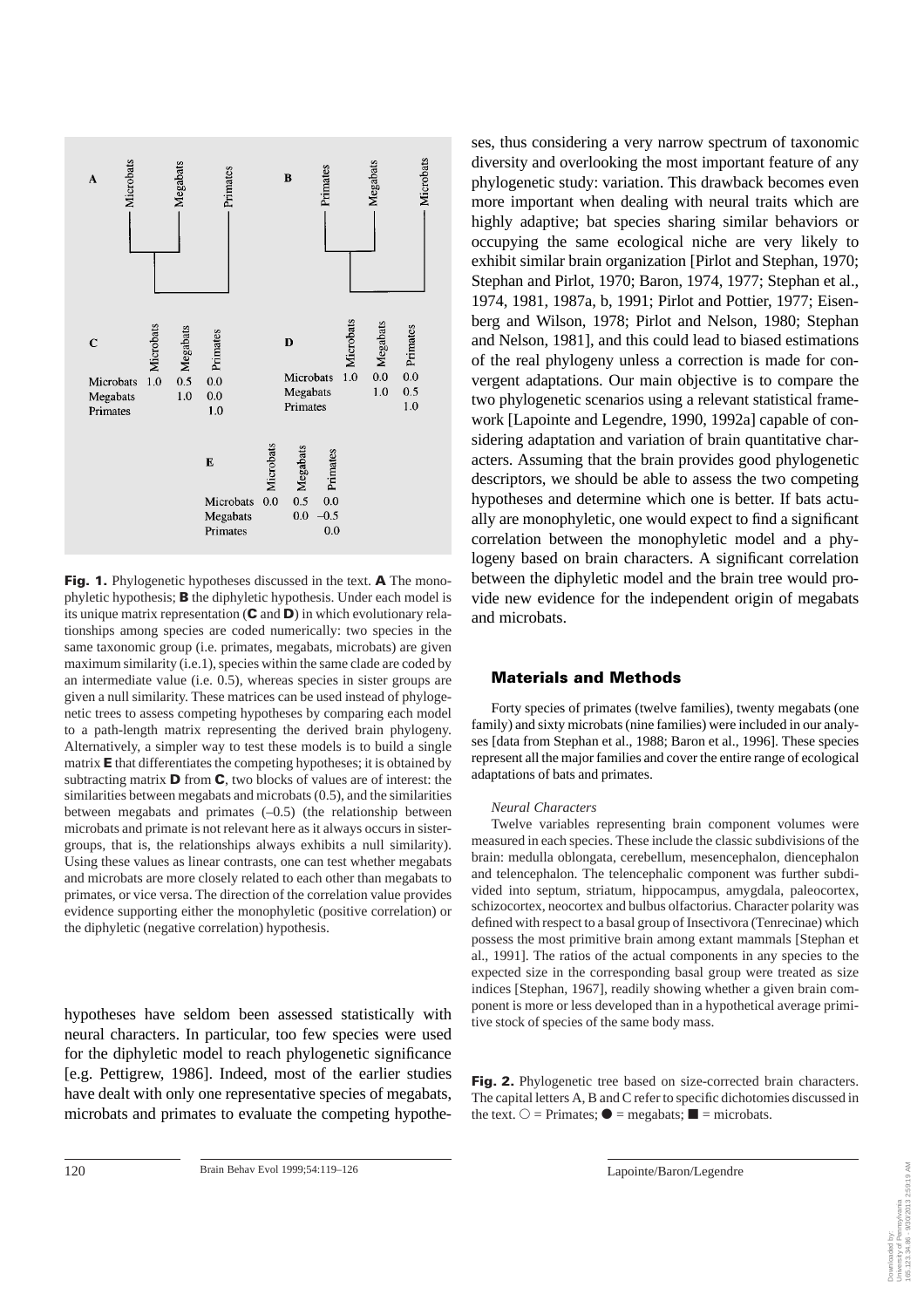**Fig. 1.** Phylogenetic hypotheses discussed in the text. **A** The monophyletic hypothesis; **B** the diphyletic hypothesis. Under each model is its unique matrix representation (**C** and **D**) in which evolutionary relationships among species are coded numerically: two species in the same taxonomic group (i.e. primates, megabats, microbats) are given maximum similarity (i.e.1), species within the same clade are coded by an intermediate value (i.e. 0.5), whereas species in sister groups are given a null similarity. These matrices can be used instead of phylogenetic trees to assess competing hypotheses by comparing each model to a path-length matrix representing the derived brain phylogeny. Alternatively, a simpler way to test these models is to build a single matrix **E** that differentiates the competing hypotheses; it is obtained by subtracting matrix **D** from **C**, two blocks of values are of interest: the similarities between megabats and microbats (0.5), and the similarities between megabats and primates (–0.5) (the relationship between microbats and primate is not relevant here as it always occurs in sister-groups, that is, the relationships always exhibits a null similarity). Using these values as linear contrasts, one can test whether megabats and microbats are more closely related to each other than megabats to primates, or vice versa. The direction of the correlation value provides evidence supporting either the monophyletic (positive correlation) or the diphyletic (negative correlation) hypothesis.

hypotheses have seldom been assessed statistically with neural characters. In particular, too few species were used for the diphyletic model to reach phylogenetic significance [e.g. Pettigrew, 1986]. Indeed, most of the earlier studies have dealt with only one representative species of megabats, microbats and primates to evaluate the competing hypotheses, thus considering a very narrow spectrum of taxonomic diversity and overlooking the most important feature of any phylogenetic study: variation. This drawback becomes even more important when dealing with neural traits which are highly adaptive; bat species sharing similar behaviors or occupying the same ecological niche are very likely to exhibit similar brain organization [Pirlot and Stephan, 1970; Stephan and Pirlot, 1970; Baron, 1974, 1977; Stephan et al., 1974, 1981, 1987a, b, 1991; Pirlot and Pottier, 1977; Eisenberg and Wilson, 1978; Pirlot and Nelson, 1980; Stephan and Nelson, 1981], and this could lead to biased estimations of the real phylogeny unless a correction is made for convergent adaptations. Our main objective is to compare the two phylogenetic scenarios using a relevant statistical framework [Lapointe and Legendre, 1990, 1992a] capable of considering adaptation and variation of brain quantitative characters. Assuming that the brain provides good phylogenetic descriptors, we should be able to assess the two competing hypotheses and determine which one is better. If bats actually are monophyletic, one would expect to find a significant correlation between the monophyletic model and a phylogeny based on brain characters. A significant correlation between the diphyletic model and the brain tree would provide new evidence for the independent origin of megabats and microbats.

## Materials and Methods

Forty species of primates (twelve families), twenty megabats (one family) and sixty microbats (nine families) were included in our analyses [data from Stephan et al., 1988; Baron et al., 1996]. These species represent all the major families and cover the entire range of ecological adaptations of bats and primates.

*Neural Characters*

Twelve variables representing brain component volumes were measured in each species. These include the classic subdivisions of the brain: medulla oblongata, cerebellum, mesencephalon, diencephalon and telencephalon. The telencephalic component was further subdivided into septum, striatum, hippocampus, amygdala, paleocortex, schizocortex, neocortex and bulbus olfactorius. Character polarity was defined with respect to a basal group of Insectivora (Tenrecinae) which possess the most primitive brain among extant mammals [Stephan et al., 1991]. The ratios of the actual components in any species to the expected size in the corresponding basal group were treated as size indices [Stephan, 1967], readily showing whether a given brain component is more or less developed than in a hypothetical average primitive stock of species of the same body mass.

**Fig. 2.** Phylogenetic tree based on size-corrected brain characters. The capital letters A, B and C refer to specific dichotomies discussed in the text. ○ = Primates; ● = megabats; ■ = microbats.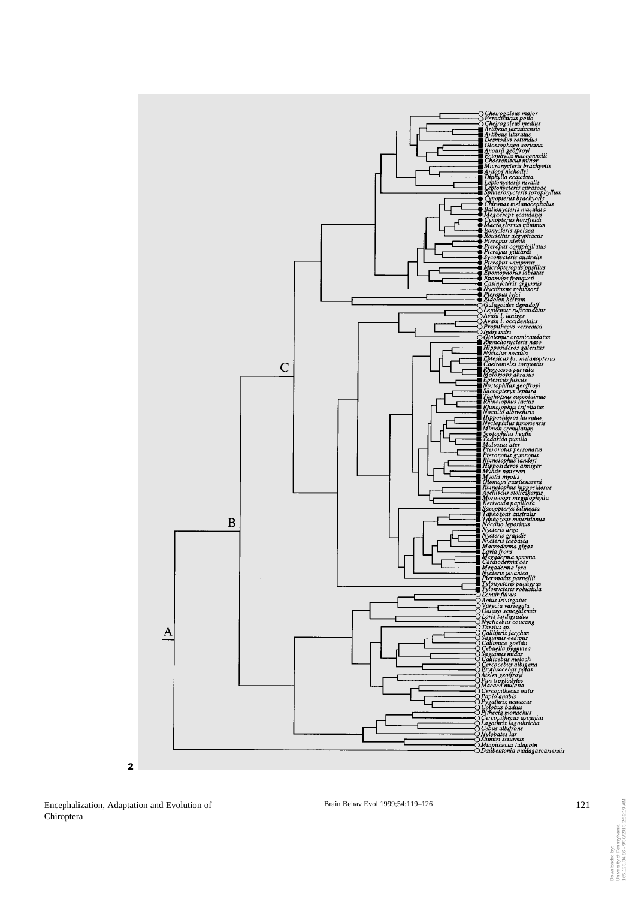A

B

C

Cheirogaleus major
Perodicticus potto
Cheirogaleus medius
Artibeus jamaicensis
Artibeus lituratus
Desmodus rotundus
Glossophaga soricina
Anoura geoffroyi
Ectophylla macconnelli
Choeroniscus minor
Micronycteris brachyotis
Ardops nichollsi
Diphylla ecaudata
Leptonycteris nivalis
Leptonycteris curasoae
Sphaeronycteris toxophyllum
Cynopterus brachyotis
Chironax melanocephalus
Balionycteris maculata
Megaerops ecaudatus
Cynopterus horsfieldi
Macroglossus minimus
Eonycteris spelaea
Rousettus aegyptiacus
Pteropus alecto
Pteropus conspicillatus
Pteropus gilliardi
Syconycteris australis
Pteropus vampyrus
Micropteropus pusillus
Epomophorus labiatus
Epomops franqueti
Casinycteris argynnis
Nyctimene robinsoni
Pteropus hylei
Eidolon helvum
Galagoides demidoff
Lepilemur ruficaudatus
Avahi l. laniger
Avahi l. occidentalis
Propithecus verreauxi
Indri indri
Otolemur crassicaudatus
Rhynchonycteris naso
Hipposideros galeritus
Nyctalus noctula
Eptesicus br. melanopterus
Cheiromeles torquatus
Rhogeessa parvula
Molossops abrasus
Eptesicus fuscus
Nyctophilus geoffroyi
Saccopteryx leptura
Taphozous saccolaimus
Rhinolophus luctus
Rhinolophus trifoliatus
Noctilio albiventris
Hipposideros larvatus
Nyctophilus timoriensis
Mimon crenulatum
Scotophilus heathi
Tadarida pumila
Molossus ater
Pteronotus personatus
Pteronotus gymnotus
Rhinolophus landeri
Hipposideros armiger
Myotis nattereri
Myotis myotis
Otomops martiensseni
Rhinolophus hipposideros
Aselliscus stoliczkanus
Mormoops megalophylla
Kerivoula papillosa
Saccopteryx bilineata
Taphozous australis
Taphozous mauritianus
Noctilio leporinus
Nycteris arge
Nycteris grandis
Nycteris thebaica
Macroderma gigas
Lavia frons
Megaderma spasma
Cardioderma cor
Megaderma lyra
Nycteris javanica
Pteronotus parnellii
Tylonycteris pachypus
Tylonycteris robustula
Lemur fulvus
Aotus trivirgatus
Varecia variegata
Galago senegalensis
Loris tardigradus
Nycticebus coucang
Tarsius sp.
Callithrix jacchus
Saguinus oedipus
Callimico goeldii
Cebuella pygmaea
Saguinus midas
Callicebus moloch
Cercocebus albigena
Erythrocebus patas
Ateles geoffroyi
Pan troglodytes
Macaca mulatta
Cercopithecus mitis
Papio anubis
Pygathrix nemaeus
Colobus badius
Pithecia monachus
Cercopithecus ascanius
Lagothrix lagothricha
Cebus albifrons
Hylobates lar
Saimiri sciureus
Miopithecus talapoin
Daubentonia madagascariensis

**2**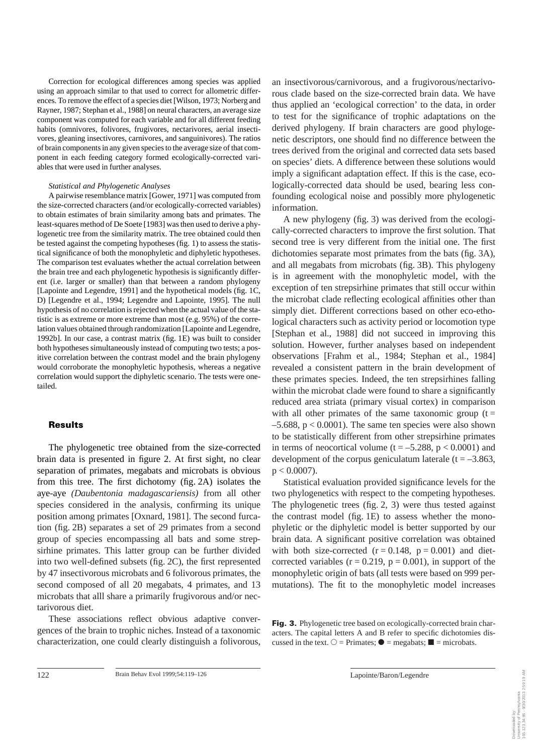Correction for ecological differences among species was applied using an approach similar to that used to correct for allometric differences. To remove the effect of a species diet [Wilson, 1973; Norberg and Rayner, 1987; Stephan et al., 1988] on neural characters, an average size component was computed for each variable and for all different feeding habits (omnivores, folivores, frugivores, nectarivores, aerial insectivores, gleaning insectivores, carnivores, and sanguinivores). The ratios of brain components in any given species to the average size of that component in each feeding category formed ecologically-corrected variables that were used in further analyses.

*Statistical and Phylogenetic Analyses*

A pairwise resemblance matrix [Gower, 1971] was computed from the size-corrected characters (and/or ecologically-corrected variables) to obtain estimates of brain similarity among bats and primates. The least-squares method of De Soete [1983] was then used to derive a phylogenetic tree from the similarity matrix. The tree obtained could then be tested against the competing hypotheses (fig. 1) to assess the statistical significance of both the monophyletic and diphyletic hypotheses. The comparison test evaluates whether the actual correlation between the brain tree and each phylogenetic hypothesis is significantly different (i.e. larger or smaller) than that between a random phylogeny [Lapointe and Legendre, 1991] and the hypothetical models (fig. 1C, D) [Legendre et al., 1994; Legendre and Lapointe, 1995]. The null hypothesis of no correlation is rejected when the actual value of the statistic is as extreme or more extreme than most (e.g. 95%) of the correlation values obtained through randomization [Lapointe and Legendre, 1992b]. In our case, a contrast matrix (fig. 1E) was built to consider both hypotheses simultaneously instead of computing two tests; a positive correlation between the contrast model and the brain phylogeny would corroborate the monophyletic hypothesis, whereas a negative correlation would support the diphyletic scenario. The tests were one-tailed.

## Results

The phylogenetic tree obtained from the size-corrected brain data is presented in figure 2. At first sight, no clear separation of primates, megabats and microbats is obvious from this tree. The first dichotomy (fig. 2A) isolates the aye-aye *(Daubentonia madagascariensis)* from all other species considered in the analysis, confirming its unique position among primates [Oxnard, 1981]. The second furcation (fig. 2B) separates a set of 29 primates from a second group of species encompassing all bats and some strepsirhine primates. This latter group can be further divided into two well-defined subsets (fig. 2C), the first represented by 47 insectivorous microbats and 6 folivorous primates, the second composed of all 20 megabats, 4 primates, and 13 microbats that alll share a primarily frugivorous and/or nectarivorous diet.

These associations reflect obvious adaptive convergences of the brain to trophic niches. Instead of a taxonomic characterization, one could clearly distinguish a folivorous, an insectivorous/carnivorous, and a frugivorous/nectarivorous clade based on the size-corrected brain data. We have thus applied an 'ecological correction' to the data, in order to test for the significance of trophic adaptations on the derived phylogeny. If brain characters are good phylogenetic descriptors, one should find no difference between the trees derived from the original and corrected data sets based on species' diets. A difference between these solutions would imply a significant adaptation effect. If this is the case, ecologically-corrected data should be used, bearing less confounding ecological noise and possibly more phylogenetic information.

A new phylogeny (fig. 3) was derived from the ecologically-corrected characters to improve the first solution. That second tree is very different from the initial one. The first dichotomies separate most primates from the bats (fig. 3A), and all megabats from microbats (fig. 3B). This phylogeny is in agreement with the monophyletic model, with the exception of ten strepsirhine primates that still occur within the microbat clade reflecting ecological affinities other than simply diet. Different corrections based on other eco-ethological characters such as activity period or locomotion type [Stephan et al., 1988] did not succeed in improving this solution. However, further analyses based on independent observations [Frahm et al., 1984; Stephan et al., 1984] revealed a consistent pattern in the brain development of these primates species. Indeed, the ten strepsirhines falling within the microbat clade were found to share a significantly reduced area striata (primary visual cortex) in comparison with all other primates of the same taxonomic group ($t = -5.688$, $p < 0.0001$). The same ten species were also shown to be statistically different from other strepsirhine primates in terms of neocortical volume ($t = -5.288$, $p < 0.0001$) and development of the corpus geniculatum laterale ($t = -3.863$, $p < 0.0007$).

Statistical evaluation provided significance levels for the two phylogenetics with respect to the competing hypotheses. The phylogenetic trees (fig. 2, 3) were thus tested against the contrast model (fig. 1E) to assess whether the monophyletic or the diphyletic model is better supported by our brain data. A significant positive correlation was obtained with both size-corrected ($r = 0.148$, $p = 0.001$) and diet-corrected variables ($r = 0.219$, $p = 0.001$), in support of the monophyletic origin of bats (all tests were based on 999 permutations). The fit to the monophyletic model increases

**Fig. 3.** Phylogenetic tree based on ecologically-corrected brain characters. The capital letters A and B refer to specific dichotomies discussed in the text. ○ = Primates; ● = megabats; ■ = microbats.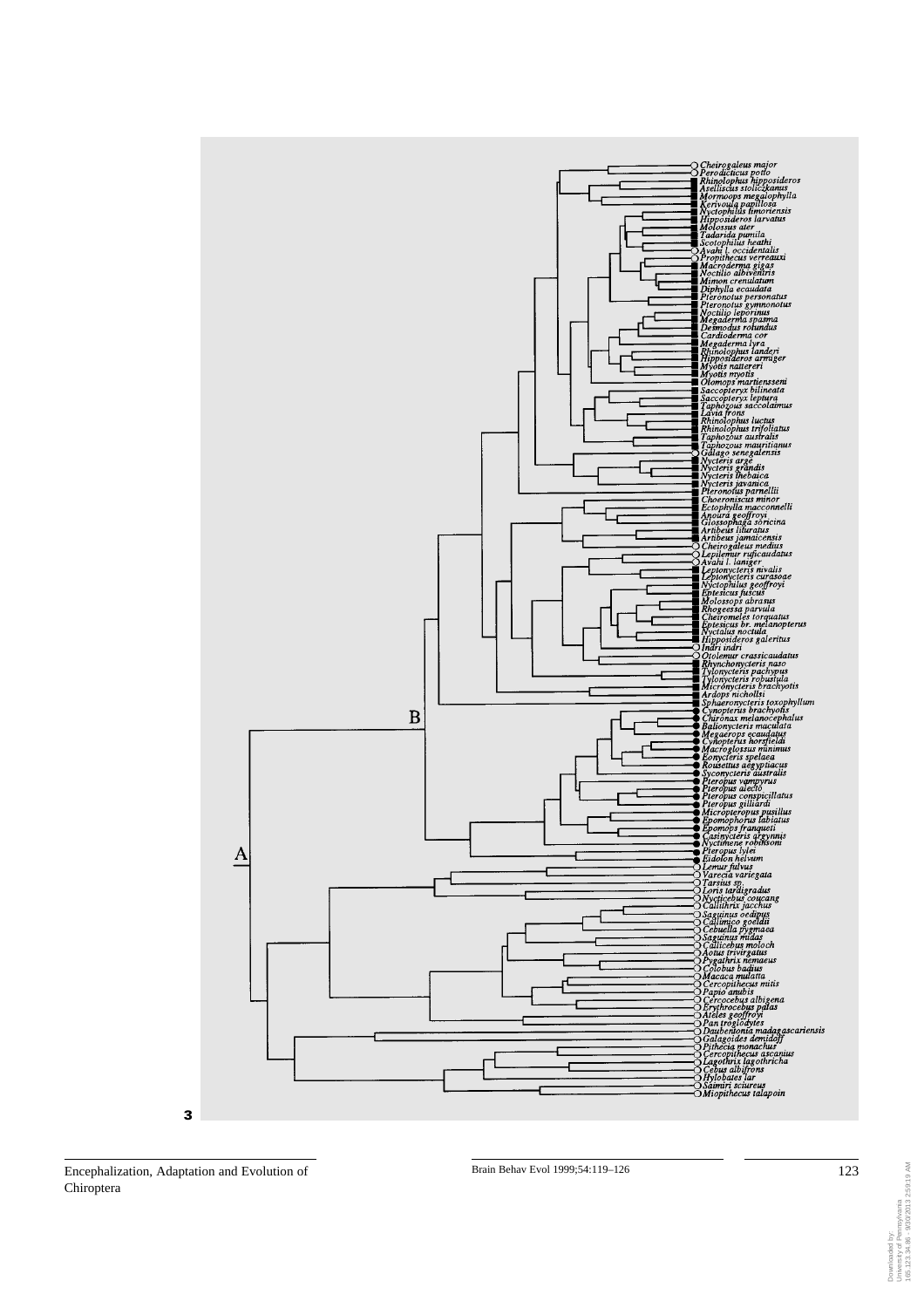3

Cheirogaleus major
Perodicticus potto
Rhinolophus hipposideros
Aselliscus stoliczkanus
Mormoops megalophylla
Kerivoula papillosa
Nyctophilus timoriensis
Hipposideros larvatus
Molossus ater
Tadarida pumila
Scotophilus heathi
Avahi l. occidentalis
Propithecus verreauxi
Macroderma gigas
Noctilio albiventris
Mimon crenulatum
Diphylla ecaudata
Pteronotus personatus
Pteronotus gymnonotus
Noctilio leporinus
Megaderma spasma
Desmodus rotundus
Cardioderma cor
Megaderma lyra
Rhinolophus landeri
Hipposideros armiger
Myotis nattereri
Myotis myotis
Otomops martiensseni
Saccopteryx bilineata
Saccopteryx leptura
Taphozous saccolaimus
Lavia frons
Rhinolophus luctus
Rhinolophus trifoliatus
Taphozous australis
Taphozous mauritianus
Galago senegalensis
Nycteris arge
Nycteris grandis
Nycteris thebaica
Nycteris javanica
Pteronotus parnellii
Choeroniscus minor
Ectophylla macconnelli
Anoura geoffroyi
Glossophaga soricina
Artibeus lituratus
Artibeus jamaicensis
Cheirogaleus medius
Lepilemur ruficaudatus
Avahi l. laniger
Leptonycteris nivalis
Leptonycteris curasoae
Nyctophilus geoffroyi
Eptesicus fuscus
Molossops abrasus
Rhogeessa parvula
Cheiromeles torquatus
Eptesicus br. melanopterus
Nyctalus noctula
Hipposideros galeritus
Indri indri
Otolemur crassicaudatus
Rhynchonycteris naso
Tylonycteris pachypus
Tylonycteris robustula
Micronycteris brachyotis
Ardops nichollsi
Sphaeronycteris toxophyllum
Cynopterus brachyotis
Chironax melanocephalus
Balionycteris maculata
Megaerops ecaudatus
Cynopterus horsfieldi
Macroglossus minimus
Eonycteris spelaea
Rousettus aegyptiacus
Syconycteris australis
Pteropus vampyrus
Pteropus alecto
Pteropus conspicillatus
Pteropus gilliardi
Micropteropus pusillus
Epomophorus labiatus
Epomops franqueti
Casinycteris argynnis
Nyctimene robinsoni
Pteropus lylei
Eidolon helvum
Lemur fulvus
Varecia variegata
Tarsius sp.
Loris tardigradus
Nycticebus coucang
Callithrix jacchus
Saguinus oedipus
Callimico goeldii
Cebuella pygmaea
Saguinus midas
Callicebus moloch
Aotus trivirgatus
Pygathrix nemaeus
Colobus badius
Macaca mulatta
Cercopithecus mitis
Papio anubis
Cercocebus albigena
Erythrocebus patas
Ateles geoffroyi
Pan troglodytes
Daubentonia madagascariensis
Galagoides demidoff
Pithecia monachus
Cercopithecus ascanius
Lagothrix lagothricha
Cebus albifrons
Hylobates lar
Saimiri sciureus
Miopithecus talapoin

A

B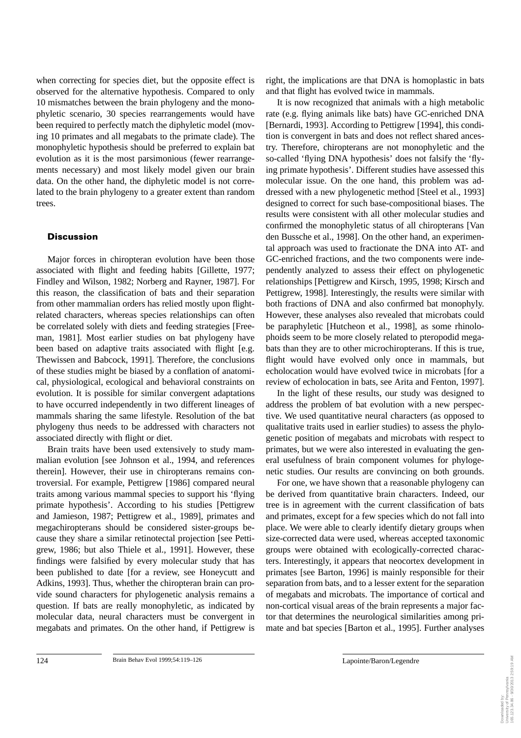when correcting for species diet, but the opposite effect is observed for the alternative hypothesis. Compared to only 10 mismatches between the brain phylogeny and the monophyletic scenario, 30 species rearrangements would have been required to perfectly match the diphyletic model (moving 10 primates and all megabats to the primate clade). The monophyletic hypothesis should be preferred to explain bat evolution as it is the most parsimonious (fewer rearrangements necessary) and most likely model given our brain data. On the other hand, the diphyletic model is not correlated to the brain phylogeny to a greater extent than random trees.

## Discussion

Major forces in chiropteran evolution have been those associated with flight and feeding habits [Gillette, 1977; Findley and Wilson, 1982; Norberg and Rayner, 1987]. For this reason, the classification of bats and their separation from other mammalian orders has relied mostly upon flight-related characters, whereas species relationships can often be correlated solely with diets and feeding strategies [Freeman, 1981]. Most earlier studies on bat phylogeny have been based on adaptive traits associated with flight [e.g. Thewissen and Babcock, 1991]. Therefore, the conclusions of these studies might be biased by a conflation of anatomical, physiological, ecological and behavioral constraints on evolution. It is possible for similar convergent adaptations to have occurred independently in two different lineages of mammals sharing the same lifestyle. Resolution of the bat phylogeny thus needs to be addressed with characters not associated directly with flight or diet.

Brain traits have been used extensively to study mammalian evolution [see Johnson et al., 1994, and references therein]. However, their use in chiropterans remains controversial. For example, Pettigrew [1986] compared neural traits among various mammal species to support his 'flying primate hypothesis'. According to his studies [Pettigrew and Jamieson, 1987; Pettigrew et al., 1989], primates and megachiropterans should be considered sister-groups because they share a similar retinotectal projection [see Pettigrew, 1986; but also Thiele et al., 1991]. However, these findings were falsified by every molecular study that has been published to date [for a review, see Honeycutt and Adkins, 1993]. Thus, whether the chiropteran brain can provide sound characters for phylogenetic analysis remains a question. If bats are really monophyletic, as indicated by molecular data, neural characters must be convergent in megabats and primates. On the other hand, if Pettigrew is right, the implications are that DNA is homoplastic in bats and that flight has evolved twice in mammals.

It is now recognized that animals with a high metabolic rate (e.g. flying animals like bats) have GC-enriched DNA [Bernardi, 1993]. According to Pettigrew [1994], this condition is convergent in bats and does not reflect shared ancestry. Therefore, chiropterans are not monophyletic and the so-called 'flying DNA hypothesis' does not falsify the 'flying primate hypothesis'. Different studies have assessed this molecular issue. On the one hand, this problem was addressed with a new phylogenetic method [Steel et al., 1993] designed to correct for such base-compositional biases. The results were consistent with all other molecular studies and confirmed the monophyletic status of all chiropterans [Van den Bussche et al., 1998]. On the other hand, an experimental approach was used to fractionate the DNA into AT- and GC-enriched fractions, and the two components were independently analyzed to assess their effect on phylogenetic relationships [Pettigrew and Kirsch, 1995, 1998; Kirsch and Pettigrew, 1998]. Interestingly, the results were similar with both fractions of DNA and also confirmed bat monophyly. However, these analyses also revealed that microbats could be paraphyletic [Hutcheon et al., 1998], as some rhinolophoids seem to be more closely related to pteropodid megabats than they are to other microchiropterans. If this is true, flight would have evolved only once in mammals, but echolocation would have evolved twice in microbats [for a review of echolocation in bats, see Arita and Fenton, 1997].

In the light of these results, our study was designed to address the problem of bat evolution with a new perspective. We used quantitative neural characters (as opposed to qualitative traits used in earlier studies) to assess the phylogenetic position of megabats and microbats with respect to primates, but we were also interested in evaluating the general usefulness of brain component volumes for phylogenetic studies. Our results are convincing on both grounds.

For one, we have shown that a reasonable phylogeny can be derived from quantitative brain characters. Indeed, our tree is in agreement with the current classification of bats and primates, except for a few species which do not fall into place. We were able to clearly identify dietary groups when size-corrected data were used, whereas accepted taxonomic groups were obtained with ecologically-corrected characters. Interestingly, it appears that neocortex development in primates [see Barton, 1996] is mainly responsible for their separation from bats, and to a lesser extent for the separation of megabats and microbats. The importance of cortical and non-cortical visual areas of the brain represents a major factor that determines the neurological similarities among primate and bat species [Barton et al., 1995]. Further analyses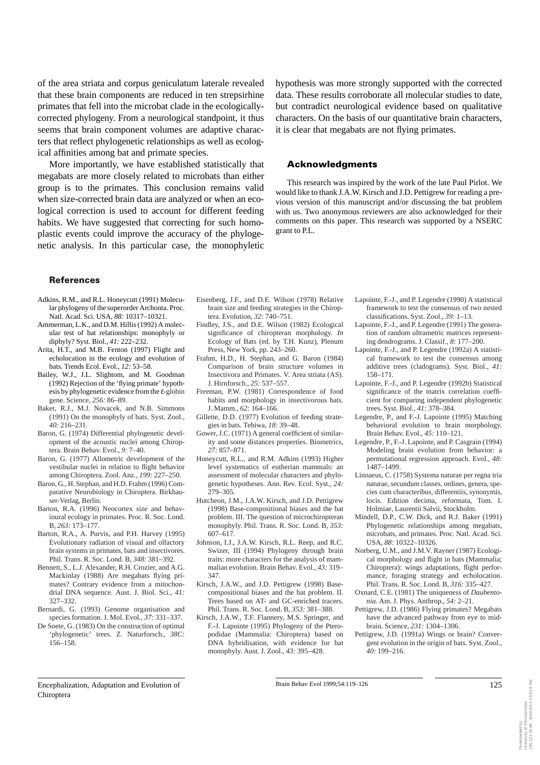of the area striata and corpus geniculatum laterale revealed that these brain components are reduced in ten strepsirhine primates that fell into the microbat clade in the ecologically-corrected phylogeny. From a neurological standpoint, it thus seems that brain component volumes are adaptive characters that reflect phylogenetic relationships as well as ecological affinities among bat and primate species.

More importantly, we have established statistically that megabats are more closely related to microbats than either group is to the primates. This conclusion remains valid when size-corrected brain data are analyzed or when an ecological correction is used to account for different feeding habits. We have suggested that correcting for such homoplastic events could improve the accuracy of the phylogenetic analysis. In this particular case, the monophyletic hypothesis was more strongly supported with the corrected data. These results corroborate all molecular studies to date, but contradict neurological evidence based on qualitative characters. On the basis of our quantitative brain characters, it is clear that megabats are not flying primates.

## Acknowledgments

This research was inspired by the work of the late Paul Pirlot. We would like to thank J.A.W. Kirsch and J.D. Pettigrew for reading a previous version of this manuscript and/or discussing the bat problem with us. Two anonymous reviewers are also acknowledged for their comments on this paper. This research was supported by a NSERC grant to P.L.

## References

Adkins, R.M., and R.L. Honeycutt (1991) Molecular phylogeny of the superorder Archonta. Proc. Natl. Acad. Sci. USA, *88:* 10317–10321.

Ammerman, L.K., and D.M. Hillis (1992) A molecular test of bat relationships: monophyly or diphyly? Syst. Biol., *41:* 222–232.

Arita, H.T., and M.B. Fenton (1997) Flight and echolocation in the ecology and evolution of bats. Trends Ecol. Evol., *12:* 53–58.

Bailey, W.J., J.L. Slightom, and M. Goodman (1992) Rejection of the 'flying primate' hypothesis by phylogenetic evidence from the ε-globin gene. Science, *256:* 86–89.

Baker, R.J., M.J. Novacek, and N.B. Simmons (1991) On the monophyly of bats. Syst. Zool., *40:* 216–231.

Baron, G. (1974) Differential phylogenetic development of the acoustic nuclei among Chiroptera. Brain Behav. Evol., *9:* 7–40.

Baron, G. (1977) Allometric development of the vestibular nuclei in relation to flight behavior among Chiroptera. Zool. Anz., *199:* 227–250.

Baron, G., H. Stephan, and H.D. Frahm (1996) Comparative Neurobiology in Chiroptera. Birkhauser-Verlag, Berlin.

Barton, R.A. (1996) Neocortex size and behavioural ecology in primates. Proc. R. Soc. Lond. B, *263:* 173–177.

Barton, R.A., A. Purvis, and P.H. Harvey (1995) Evolutionary radiation of visual and olfactory brain systems in primates, bats and insectivores. Phil. Trans. R. Soc. Lond. B, *348:* 381–392.

Bennett, S., L.J. Alexander, R.H. Crozier, and A.G. Mackinlay (1988) Are megabats flying primates? Contrary evidence from a mitochondrial DNA sequence. Aust. J. Biol. Sci., *41:* 327–332.

Bernardi, G. (1993) Genome organisation and species formation. J. Mol. Evol., *37:* 331–337.

De Soete, G. (1983) On the construction of optimal 'phylogenetic' trees. Z. Naturforsch., *38C:* 156–158.

Eisenberg, J.F., and D.E. Wilson (1978) Relative brain size and feeding strategies in the Chiroptera. Evolution, *32:* 740–751.

Findley, J.S., and D.E. Wilson (1982) Ecological significance of chiropteran morphology. *In* Ecology of Bats (ed. by T.H. Kunz), Plenum Press, New York, pp. 243–260.

Frahm, H.D., H. Stephan, and G. Baron (1984) Comparison of brain structure volumes in Insectivora and Primates. V. Area striata (AS). J. Hirnforsch., *25:* 537–557.

Freeman, P.W. (1981) Correspondence of food habits and morphology in insectivorous bats. J. Mamm., *62:* 164–166.

Gillette, D.D. (1977) Evolution of feeding strategies in bats. Tebiwa, *18:* 39–48.

Gower, J.C. (1971) A general coefficient of similarity and some distances properties. Biometrics, *27:* 857–871.

Honeycutt, R.L., and R.M. Adkins (1993) Higher level systematics of eutherian mammals: an assessment of molecular characters and phylogenetic hypotheses. Ann. Rev. Ecol. Syst., *24:* 279–305.

Hutcheon, J.M., J.A.W. Kirsch, and J.D. Pettigrew (1998) Base-compositional biases and the bat problem. III. The question of microchiropteran monophyly. Phil. Trans. R. Soc. Lond. B, *353:* 607–617.

Johnson, J.I., J.A.W. Kirsch, R.L. Reep, and R.C. Swizer, III (1994) Phylogeny through brain traits: more characters for the analysis of mammalian evolution. Brain Behav. Evol., *43:* 319–347.

Kirsch, J.A.W., and J.D. Pettigrew (1998) Base-compositional biases and the bat problem. II. Trees based on AT- and GC-enriched tracers. Phil. Trans. R. Soc. Lond. B, *353:* 381–388.

Kirsch, J.A.W., T.F. Flannery, M.S. Springer, and F.-J. Lapointe (1995) Phylogeny of the Pteropodidae (Mammalia: Chiroptera) based on DNA hybridisation, with evidence for bat monophyly. Aust. J. Zool., *43:* 395–428.

Lapointe, F.-J., and P. Legendre (1990) A statistical framework to test the consensus of two nested classifications. Syst. Zool., *39:* 1–13.

Lapointe, F.-J., and P. Legendre (1991) The generation of random ultrametric matrices representing dendrograms. J. Classif., *8:* 177–200.

Lapointe, F.-J., and P. Legendre (1992a) A statistical framework to test the consensus among additive trees (cladograms). Syst. Biol., *41:* 158–171.

Lapointe, F.-J., and P. Legendre (1992b) Statistical significance of the matrix correlation coefficient for comparing independent phylogenetic trees. Syst. Biol., *41:* 378–384.

Legendre, P., and F.-J. Lapointe (1995) Matching behavioral evolution to brain morphology. Brain Behav. Evol., *45:* 110–121.

Legendre, P., F.-J. Lapointe, and P. Casgrain (1994) Modeling brain evolution from behavior: a permutational regression approach. Evol., *48:* 1487–1499.

Linnaeus, C. (1758) Systema naturae per regna tria naturae, secundum classes, ordines, genera, species cum characteribus, differentiis, synonymis, locis. Edition decima, reformata, Tom. I. Holmiae, Laurentii Salvii, Stockholm.

Mindell, D.P., C.W. Dick, and R.J. Baker (1991) Phylogenetic relationships among megabats, microbats, and primates. Proc. Natl. Acad. Sci. USA, *88:* 10322–10326.

Norberg, U.M., and J.M.V. Rayner (1987) Ecological morphology and flight in bats (Mammalia; Chiroptera): wings adaptations, flight performance, foraging strategy and echolocation. Phil. Trans. R. Soc. Lond. B, *316:* 335–427.

Oxnard, C.E. (1981) The uniqueness of *Daubentonia.* Am. J. Phys. Anthrop., *54:* 2–21.

Pettigrew, J.D. (1986) Flying primates? Megabats have the advanced pathway from eye to midbrain. Science, *231:* 1304–1306.

Pettigrew, J.D. (1991a) Wings or brain? Convergent evolution in the origin of bats. Syst. Zool., *40:* 199–216.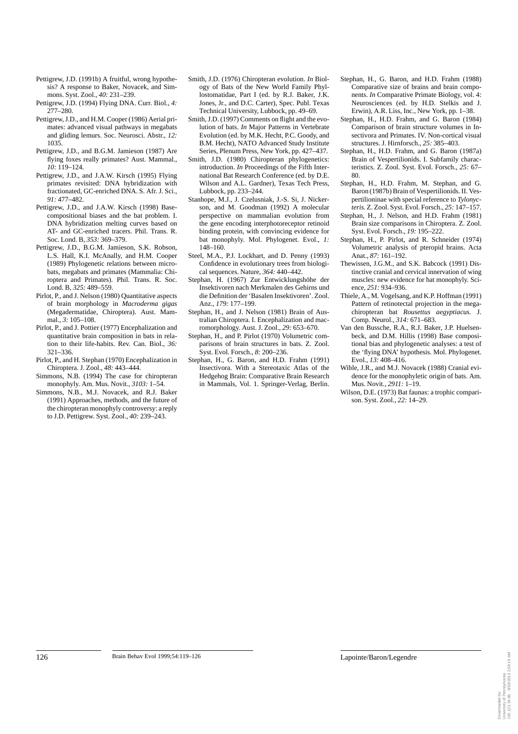Pettigrew, J.D. (1991b) A fruitful, wrong hypothesis? A response to Baker, Novacek, and Simmons. Syst. Zool., *40:* 231–239.

Pettigrew, J.D. (1994) Flying DNA. Curr. Biol., *4:* 277–280.

Pettigrew, J.D., and H.M. Cooper (1986) Aerial primates: advanced visual pathways in megabats and gliding lemurs. Soc. Neurosci. Abstr., *12:* 1035.

Pettigrew, J.D., and B.G.M. Jamieson (1987) Are flying foxes really primates? Aust. Mammal., *10:* 119–124.

Pettigrew, J.D., and J.A.W. Kirsch (1995) Flying primates revisited: DNA hybridization with fractionated, GC-enriched DNA. S. Afr. J. Sci., *91:* 477–482.

Pettigrew, J.D., and J.A.W. Kirsch (1998) Base-compositional biases and the bat problem. I. DNA hybridization melting curves based on AT- and GC-enriched tracers. Phil. Trans. R. Soc. Lond. B, *353:* 369–379.

Pettigrew, J.D., B.G.M. Jamieson, S.K. Robson, L.S. Hall, K.I. McAnally, and H.M. Cooper (1989) Phylogenetic relations between microbats, megabats and primates (Mammalia: Chiroptera and Primates). Phil. Trans. R. Soc. Lond. B, *325:* 489–559.

Pirlot, P., and J. Nelson (1980) Quantitative aspects of brain morphology in *Macroderma gigas* (Megadermatidae, Chiroptera). Aust. Mammal., *3:* 105–108.

Pirlot, P., and J. Pottier (1977) Encephalization and quantitative brain composition in bats in relation to their life-habits. Rev. Can. Biol., *36:* 321–336.

Pirlot, P., and H. Stephan (1970) Encephalization in Chiroptera. J. Zool., *48:* 443–444.

Simmons, N.B. (1994) The case for chiropteran monophyly. Am. Mus. Novit., *3103:* 1–54.

Simmons, N.B., M.J. Novacek, and R.J. Baker (1991) Approaches, methods, and the future of the chiropteran monophyly controversy: a reply to J.D. Pettigrew. Syst. Zool., *40:* 239–243.

Smith, J.D. (1976) Chiropteran evolution. *In* Biology of Bats of the New World Family Phyllostomatidae, Part I (ed. by R.J. Baker, J.K. Jones, Jr., and D.C. Carter), Spec. Publ. Texas Technical University, Lubbock, pp. 49–69.

Smith, J.D. (1997) Comments on flight and the evolution of bats. *In* Major Patterns in Vertebrate Evolution (ed. by M.K. Hecht, P.C. Goody, and B.M. Hecht), NATO Advanced Study Institute Series, Plenum Press, New York, pp. 427–437.

Smith, J.D. (1980) Chiropteran phylogenetics: introduction. *In* Proceedings of the Fifth International Bat Research Conference (ed. by D.E. Wilson and A.L. Gardner), Texas Tech Press, Lubbock, pp. 233–244.

Stanhope, M.J., J. Czelusniak, J.-S. Si, J. Nickerson, and M. Goodman (1992) A molecular perspective on mammalian evolution from the gene encoding interphotoreceptor retinoid binding protein, with convincing evidence for bat monophyly. Mol. Phylogenet. Evol., *1:* 148–160.

Steel, M.A., P.J. Lockhart, and D. Penny (1993) Confidence in evolutionary trees from biological sequences. Nature, *364:* 440–442.

Stephan, H. (1967) Zur Entwicklungshöhe der Insektivoren nach Merkmalen des Gehirns und die Definition der 'Basalen Insektivoren'. Zool. Anz., *179:* 177–199.

Stephan, H., and J. Nelson (1981) Brain of Australian Chiroptera. I. Encephalization and macromorphology. Aust. J. Zool., *29:* 653–670.

Stephan, H., and P. Pirlot (1970) Volumetric comparisons of brain structures in bats. Z. Zool. Syst. Evol. Forsch., *8:* 200–236.

Stephan, H., G. Baron, and H.D. Frahm (1991) Insectivora. With a Stereotaxic Atlas of the Hedgehog Brain: Comparative Brain Research in Mammals, Vol. 1. Springer-Verlag, Berlin.

Stephan, H., G. Baron, and H.D. Frahm (1988) Comparative size of brains and brain components. *In* Comparative Primate Biology, vol. 4: Neurosciences (ed. by H.D. Stelkis and J. Erwin), A.R. Liss, Inc., New York, pp. 1–38.

Stephan, H., H.D. Frahm, and G. Baron (1984) Comparison of brain structure volumes in Insectivora and Primates. IV. Non-cortical visual structures. J. Hirnforsch., *25:* 385–403.

Stephan, H., H.D. Frahm, and G. Baron (1987a) Brain of Vespertilionids. I. Subfamily characteristics. Z. Zool. Syst. Evol. Forsch., *25:* 67–80.

Stephan, H., H.D. Frahm, M. Stephan, and G. Baron (1987b) Brain of Vespertilionids. II. Vespertilioninae with special reference to *Tylonycteris*. Z. Zool. Syst. Evol. Forsch., *25:* 147–157.

Stephan, H., J. Nelson, and H.D. Frahm (1981) Brain size comparisons in Chiroptera. Z. Zool. Syst. Evol. Forsch., *19:* 195–222.

Stephan, H., P. Pirlot, and R. Schneider (1974) Volumetric analysis of pteropid brains. Acta Anat., *87:* 161–192.

Thewissen, J.G.M., and S.K. Babcock (1991) Distinctive cranial and cervical innervation of wing muscles: new evidence for bat monophyly. Science, *251:* 934–936.

Thiele, A., M. Vogelsang, and K.P. Hoffman (1991) Pattern of retinotectal projection in the megachiropteran bat *Rousettus aegyptiacus*. J. Comp. Neurol., *314:* 671–683.

Van den Bussche, R.A., R.J. Baker, J.P. Huelsenbeck, and D.M. Hillis (1998) Base compositional bias and phylogenetic analyses: a test of the 'flying DNA' hypothesis. Mol. Phylogenet. Evol., *13:* 408–416.

Wible, J.R., and M.J. Novacek (1988) Cranial evidence for the monophyletic origin of bats. Am. Mus. Novit., *2911:* 1–19.

Wilson, D.E. (1973) Bat faunas: a trophic comparison. Syst. Zool., *22:* 14–29.